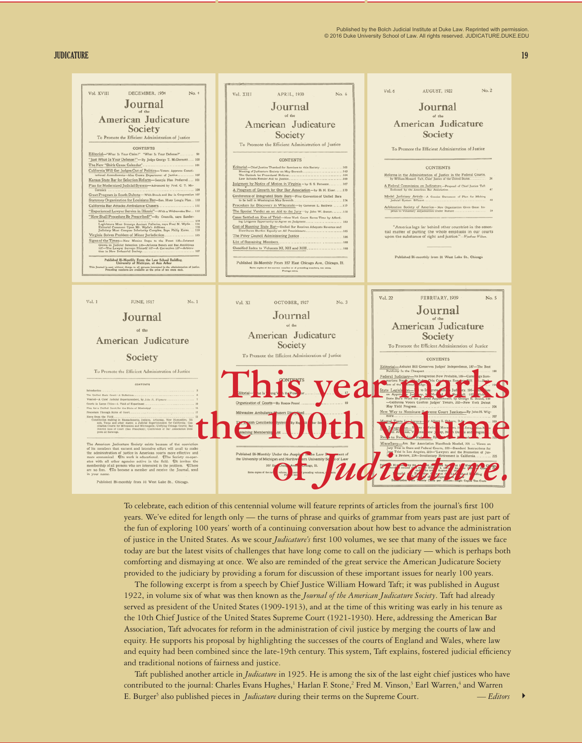Published by the Bolch Judicial Institute at Duke Law. Reprinted with permission.
© 2016 Duke University School of Law. All rights reserved. JUDICATURE.DUKE.EDU

# This year marks the 100th volume of *Judicature*.

To celebrate, each edition of this centennial volume will feature reprints of articles from the journal's first 100 years. We've edited for length only — the turns of phrase and quirks of grammar from years past are just part of the fun of exploring 100 years' worth of a continuing conversation about how best to advance the administration of justice in the United States. As we scour *Judicature's* first 100 volumes, we see that many of the issues we face today are but the latest visits of challenges that have long come to call on the judiciary — which is perhaps both comforting and dismaying at once. We also are reminded of the great service the American Judicature Society provided to the judiciary by providing a forum for discussion of these important issues for nearly 100 years.

The following excerpt is from a speech by Chief Justice William Howard Taft; it was published in August 1922, in volume six of what was then known as the *Journal of the American Judicature Society*. Taft had already served as president of the United States (1909-1913), and at the time of this writing was early in his tenure as the 10th Chief Justice of the United States Supreme Court (1921-1930). Here, addressing the American Bar Association, Taft advocates for reform in the administration of civil justice by merging the courts of law and equity. He supports his proposal by highlighting the successes of the courts of England and Wales, where law and equity had been combined since the late-19th century. This system, Taft explains, fostered judicial efficiency and traditional notions of fairness and justice.

Taft published another article in *Judicature* in 1925. He is among the six of the last eight chief justices who have contributed to the journal: Charles Evans Hughes,[1] Harlan F. Stone,[2] Fred M. Vinson,[3] Earl Warren,[4] and Warren E. Burger[5] also published pieces in *Judicature* during their terms on the Supreme Court.

— *Editors*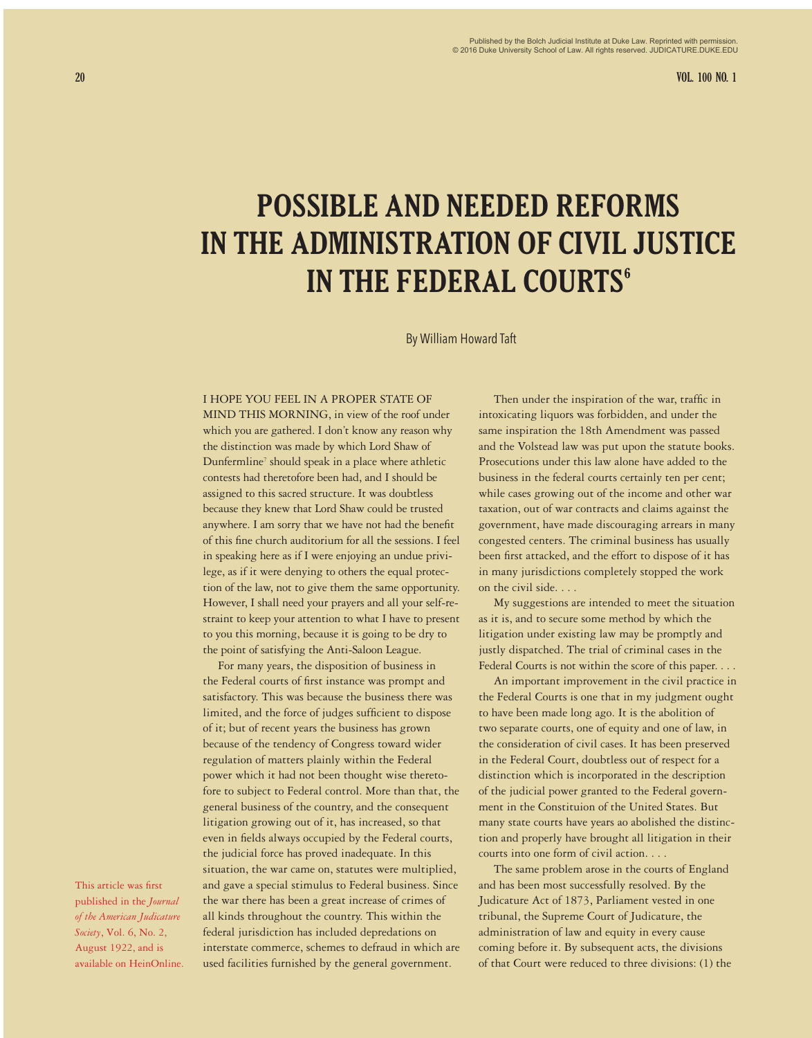# POSSIBLE AND NEEDED REFORMS IN THE ADMINISTRATION OF CIVIL JUSTICE IN THE FEDERAL COURTS[6]

By William Howard Taft

I HOPE YOU FEEL IN A PROPER STATE OF MIND THIS MORNING, in view of the roof under which you are gathered. I don't know any reason why the distinction was made by which Lord Shaw of Dunfermline[7] should speak in a place where athletic contests had theretofore been had, and I should be assigned to this sacred structure. It was doubtless because they knew that Lord Shaw could be trusted anywhere. I am sorry that we have not had the benefit of this fine church auditorium for all the sessions. I feel in speaking here as if I were enjoying an undue privilege, as if it were denying to others the equal protection of the law, not to give them the same opportunity. However, I shall need your prayers and all your self-restraint to keep your attention to what I have to present to you this morning, because it is going to be dry to the point of satisfying the Anti-Saloon League.

For many years, the disposition of business in the Federal courts of first instance was prompt and satisfactory. This was because the business there was limited, and the force of judges sufficient to dispose of it; but of recent years the business has grown because of the tendency of Congress toward wider regulation of matters plainly within the Federal power which it had not been thought wise theretofore to subject to Federal control. More than that, the general business of the country, and the consequent litigation growing out of it, has increased, so that even in fields always occupied by the Federal courts, the judicial force has proved inadequate. In this situation, the war came on, statutes were multiplied, and gave a special stimulus to Federal business. Since the war there has been a great increase of crimes of all kinds throughout the country. This within the federal jurisdiction has included depredations on interstate commerce, schemes to defraud in which are used facilities furnished by the general government.

Then under the inspiration of the war, traffic in intoxicating liquors was forbidden, and under the same inspiration the 18th Amendment was passed and the Volstead law was put upon the statute books. Prosecutions under this law alone have added to the business in the federal courts certainly ten per cent; while cases growing out of the income and other war taxation, out of war contracts and claims against the government, have made discouraging arrears in many congested centers. The criminal business has usually been first attacked, and the effort to dispose of it has in many jurisdictions completely stopped the work on the civil side. . . .

My suggestions are intended to meet the situation as it is, and to secure some method by which the litigation under existing law may be promptly and justly dispatched. The trial of criminal cases in the Federal Courts is not within the score of this paper. . . .

An important improvement in the civil practice in the Federal Courts is one that in my judgment ought to have been made long ago. It is the abolition of two separate courts, one of equity and one of law, in the consideration of civil cases. It has been preserved in the Federal Court, doubtless out of respect for a distinction which is incorporated in the description of the judicial power granted to the Federal government in the Constituion of the United States. But many state courts have years ao abolished the distinction and properly have brought all litigation in their courts into one form of civil action. . . .

The same problem arose in the courts of England and has been most successfully resolved. By the Judicature Act of 1873, Parliament vested in one tribunal, the Supreme Court of Judicature, the administration of law and equity in every cause coming before it. By subsequent acts, the divisions of that Court were reduced to three divisions: (1) the

This article was first published in the *Journal of the American Judicature Society*, Vol. 6, No. 2, August 1922, and is available on HeinOnline.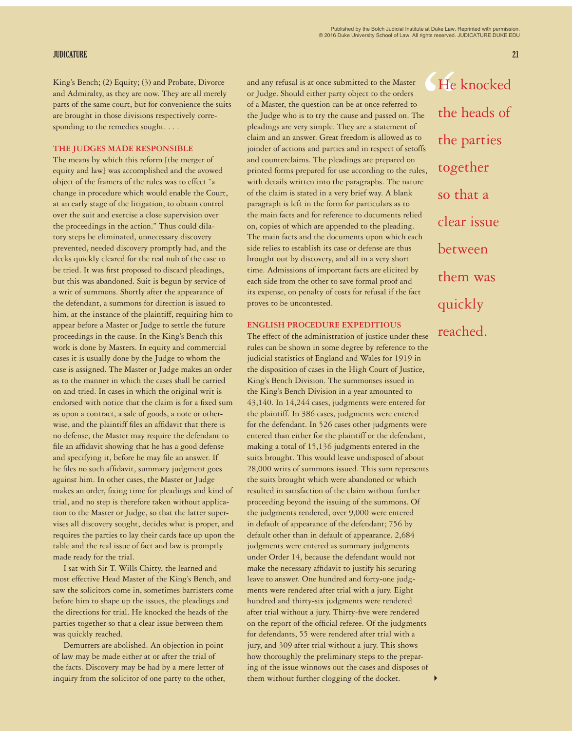King's Bench; (2) Equity; (3) and Probate, Divorce and Admiralty, as they are now. They are all merely parts of the same court, but for convenience the suits are brought in those divisions respectively corresponding to the remedies sought. . . .

### THE JUDGES MADE RESPONSIBLE

The means by which this reform [the merger of equity and law] was accomplished and the avowed object of the framers of the rules was to effect "a change in procedure which would enable the Court, at an early stage of the litigation, to obtain control over the suit and exercise a close supervision over the proceedings in the action." Thus could dilatory steps be eliminated, unnecessary discovery prevented, needed discovery promptly had, and the decks quickly cleared for the real nub of the case to be tried. It was first proposed to discard pleadings, but this was abandoned. Suit is begun by service of a writ of summons. Shortly after the appearance of the defendant, a summons for direction is issued to him, at the instance of the plaintiff, requiring him to appear before a Master or Judge to settle the future proceedings in the cause. In the King's Bench this work is done by Masters. In equity and commercial cases it is usually done by the Judge to whom the case is assigned. The Master or Judge makes an order as to the manner in which the cases shall be carried on and tried. In cases in which the original writ is endorsed with notice that the claim is for a fixed sum as upon a contract, a sale of goods, a note or otherwise, and the plaintiff files an affidavit that there is no defense, the Master may require the defendant to file an affidavit showing that he has a good defense and specifying it, before he may file an answer. If he files no such affidavit, summary judgment goes against him. In other cases, the Master or Judge makes an order, fixing time for pleadings and kind of trial, and no step is therefore taken without application to the Master or Judge, so that the latter supervises all discovery sought, decides what is proper, and requires the parties to lay their cards face up upon the table and the real issue of fact and law is promptly made ready for the trial.

I sat with Sir T. Wills Chitty, the learned and most effective Head Master of the King's Bench, and saw the solicitors come in, sometimes barristers come before him to shape up the issues, the pleadings and the directions for trial. He knocked the heads of the parties together so that a clear issue between them was quickly reached.

Demurrers are abolished. An objection in point of law may be made either at or after the trial of the facts. Discovery may be had by a mere letter of inquiry from the solicitor of one party to the other, and any refusal is at once submitted to the Master or Judge. Should either party object to the orders of a Master, the question can be at once referred to the Judge who is to try the cause and passed on. The pleadings are very simple. They are a statement of claim and an answer. Great freedom is allowed as to joinder of actions and parties and in respect of setoffs and counterclaims. The pleadings are prepared on printed forms prepared for use according to the rules, with details written into the paragraphs. The nature of the claim is stated in a very brief way. A blank paragraph is left in the form for particulars as to the main facts and for reference to documents relied on, copies of which are appended to the pleading. The main facts and the documents upon which each side relies to establish its case or defense are thus brought out by discovery, and all in a very short time. Admissions of important facts are elicited by each side from the other to save formal proof and its expense, on penalty of costs for refusal if the fact proves to be uncontested.

### ENGLISH PROCEDURE EXPEDITIOUS

The effect of the administration of justice under these rules can be shown in some degree by reference to the judicial statistics of England and Wales for 1919 in the disposition of cases in the High Court of Justice, King's Bench Division. The summonses issued in the King's Bench Division in a year amounted to 43,140. In 14,244 cases, judgments were entered for the plaintiff. In 386 cases, judgments were entered for the defendant. In 526 cases other judgments were entered than either for the plaintiff or the defendant, making a total of 15,136 judgments entered in the suits brought. This would leave undisposed of about 28,000 writs of summons issued. This sum represents the suits brought which were abandoned or which resulted in satisfaction of the claim without further proceeding beyond the issuing of the summons. Of the judgments rendered, over 9,000 were entered in default of appearance of the defendant; 756 by default other than in default of appearance. 2,684 judgments were entered as summary judgments under Order 14, because the defendant would not make the necessary affidavit to justify his securing leave to answer. One hundred and forty-one judgments were rendered after trial with a jury. Eight hundred and thirty-six judgments were rendered after trial without a jury. Thirty-five were rendered on the report of the official referee. Of the judgments for defendants, 55 were rendered after trial with a jury, and 309 after trial without a jury. This shows how thoroughly the preliminary steps to the preparing of the issue winnows out the cases and disposes of them without further clogging of the docket.

> "He knocked the heads of the parties together so that a clear issue between them was quickly reached.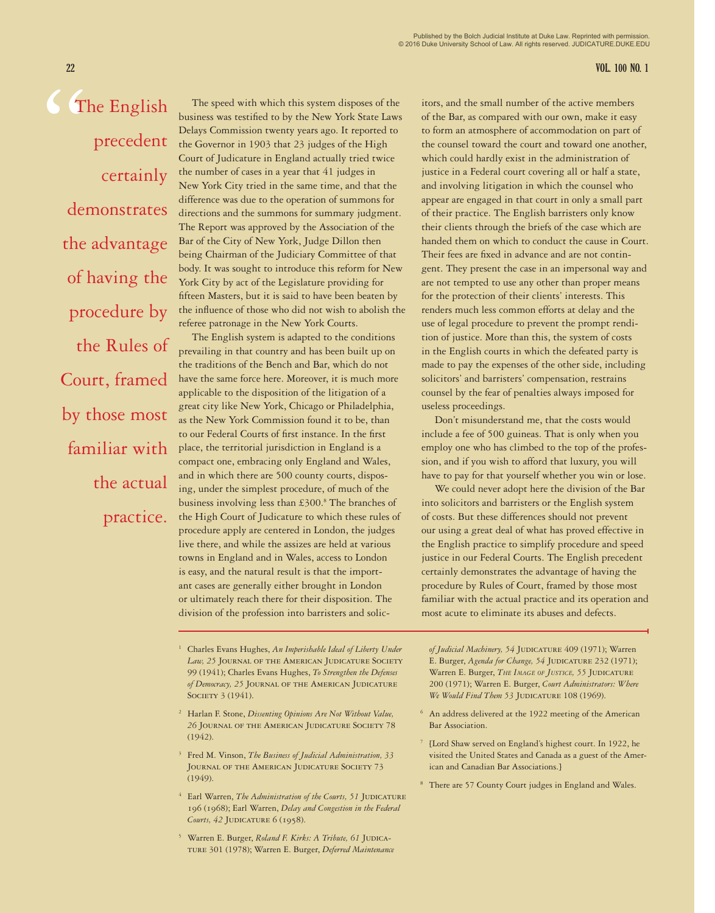> "The English precedent certainly demonstrates the advantage of having the procedure by the Rules of Court, framed by those most familiar with the actual practice.

The speed with which this system disposes of the business was testified to by the New York State Laws Delays Commission twenty years ago. It reported to the Governor in 1903 that 23 judges of the High Court of Judicature in England actually tried twice the number of cases in a year that 41 judges in New York City tried in the same time, and that the difference was due to the operation of summons for directions and the summons for summary judgment. The Report was approved by the Association of the Bar of the City of New York, Judge Dillon then being Chairman of the Judiciary Committee of that body. It was sought to introduce this reform for New York City by act of the Legislature providing for fifteen Masters, but it is said to have been beaten by the influence of those who did not wish to abolish the referee patronage in the New York Courts.

The English system is adapted to the conditions prevailing in that country and has been built up on the traditions of the Bench and Bar, which do not have the same force here. Moreover, it is much more applicable to the disposition of the litigation of a great city like New York, Chicago or Philadelphia, as the New York Commission found it to be, than to our Federal Courts of first instance. In the first place, the territorial jurisdiction in England is a compact one, embracing only England and Wales, and in which there are 500 county courts, disposing, under the simplest procedure, of much of the business involving less than £300.[8] The branches of the High Court of Judicature to which these rules of procedure apply are centered in London, the judges live there, and while the assizes are held at various towns in England and in Wales, access to London is easy, and the natural result is that the important cases are generally either brought in London or ultimately reach there for their disposition. The division of the profession into barristers and solicitors, and the small number of the active members of the Bar, as compared with our own, make it easy to form an atmosphere of accommodation on part of the counsel toward the court and toward one another, which could hardly exist in the administration of justice in a Federal court covering all or half a state, and involving litigation in which the counsel who appear are engaged in that court in only a small part of their practice. The English barristers only know their clients through the briefs of the case which are handed them on which to conduct the cause in Court. Their fees are fixed in advance and are not contingent. They present the case in an impersonal way and are not tempted to use any other than proper means for the protection of their clients' interests. This renders much less common efforts at delay and the use of legal procedure to prevent the prompt rendition of justice. More than this, the system of costs in the English courts in which the defeated party is made to pay the expenses of the other side, including solicitors' and barristers' compensation, restrains counsel by the fear of penalties always imposed for useless proceedings.

Don't misunderstand me, that the costs would include a fee of 500 guineas. That is only when you employ one who has climbed to the top of the profession, and if you wish to afford that luxury, you will have to pay for that yourself whether you win or lose.

We could never adopt here the division of the Bar into solicitors and barristers or the English system of costs. But these differences should not prevent our using a great deal of what has proved effective in the English practice to simplify procedure and speed justice in our Federal Courts. The English precedent certainly demonstrates the advantage of having the procedure by Rules of Court, framed by those most familiar with the actual practice and its operation and most acute to eliminate its abuses and defects.

---

[1] Charles Evans Hughes, *An Imperishable Ideal of Liberty Under Law,* 25 Journal of the American Judicature Society 99 (1941); Charles Evans Hughes, *To Strengthen the Defenses of Democracy,* 25 Journal of the American Judicature Society 3 (1941).

[2] Harlan F. Stone, *Dissenting Opinions Are Not Without Value,* 26 Journal of the American Judicature Society 78 (1942).

[3] Fred M. Vinson, *The Business of Judicial Administration,* 33 Journal of the American Judicature Society 73 (1949).

[4] Earl Warren, *The Administration of the Courts,* 51 Judicature 196 (1968); Earl Warren, *Delay and Congestion in the Federal Courts,* 42 Judicature 6 (1958).

[5] Warren E. Burger, *Roland F. Kirks: A Tribute,* 61 Judicature 301 (1978); Warren E. Burger, *Deferred Maintenance of Judicial Machinery,* 54 Judicature 409 (1971); Warren E. Burger, *Agenda for Change,* 54 Judicature 232 (1971); Warren E. Burger, *The Image of Justice,* 55 Judicature 200 (1971); Warren E. Burger, *Court Administrators: Where We Would Find Them* 53 Judicature 108 (1969).

[6] An address delivered at the 1922 meeting of the American Bar Association.

[7] [Lord Shaw served on England's highest court. In 1922, he visited the United States and Canada as a guest of the American and Canadian Bar Associations.]

[8] There are 57 County Court judges in England and Wales.